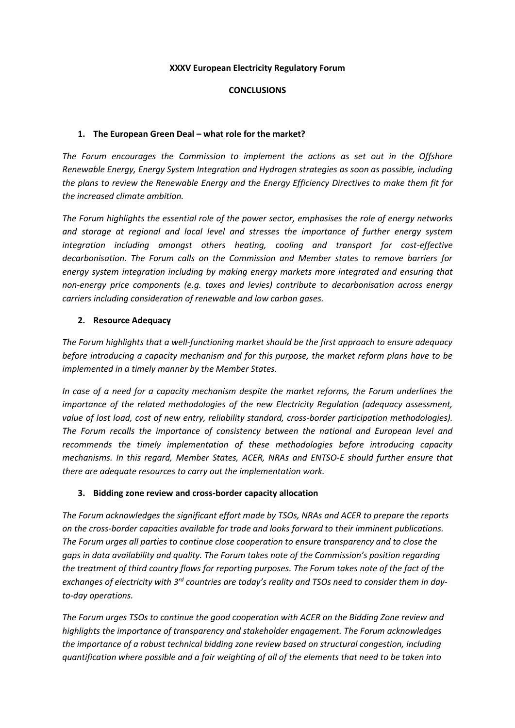# XXXV European Electricity Regulatory Forum

## CONCLUSIONS

### 1. The European Green Deal – what role for the market?

*The Forum encourages the Commission to implement the actions as set out in the Offshore Renewable Energy, Energy System Integration and Hydrogen strategies as soon as possible, including the plans to review the Renewable Energy and the Energy Efficiency Directives to make them fit for the increased climate ambition.*

*The Forum highlights the essential role of the power sector, emphasises the role of energy networks and storage at regional and local level and stresses the importance of further energy system integration including amongst others heating, cooling and transport for cost-effective decarbonisation. The Forum calls on the Commission and Member states to remove barriers for energy system integration including by making energy markets more integrated and ensuring that non-energy price components (e.g. taxes and levies) contribute to decarbonisation across energy carriers including consideration of renewable and low carbon gases.*

### 2. Resource Adequacy

*The Forum highlights that a well-functioning market should be the first approach to ensure adequacy before introducing a capacity mechanism and for this purpose, the market reform plans have to be implemented in a timely manner by the Member States.*

*In case of a need for a capacity mechanism despite the market reforms, the Forum underlines the importance of the related methodologies of the new Electricity Regulation (adequacy assessment, value of lost load, cost of new entry, reliability standard, cross-border participation methodologies). The Forum recalls the importance of consistency between the national and European level and recommends the timely implementation of these methodologies before introducing capacity mechanisms. In this regard, Member States, ACER, NRAs and ENTSO-E should further ensure that there are adequate resources to carry out the implementation work.*

### 3. Bidding zone review and cross-border capacity allocation

*The Forum acknowledges the significant effort made by TSOs, NRAs and ACER to prepare the reports on the cross-border capacities available for trade and looks forward to their imminent publications. The Forum urges all parties to continue close cooperation to ensure transparency and to close the gaps in data availability and quality. The Forum takes note of the Commission's position regarding the treatment of third country flows for reporting purposes. The Forum takes note of the fact of the exchanges of electricity with 3rd countries are today's reality and TSOs need to consider them in day-to-day operations.*

*The Forum urges TSOs to continue the good cooperation with ACER on the Bidding Zone review and highlights the importance of transparency and stakeholder engagement. The Forum acknowledges the importance of a robust technical bidding zone review based on structural congestion, including quantification where possible and a fair weighting of all of the elements that need to be taken into*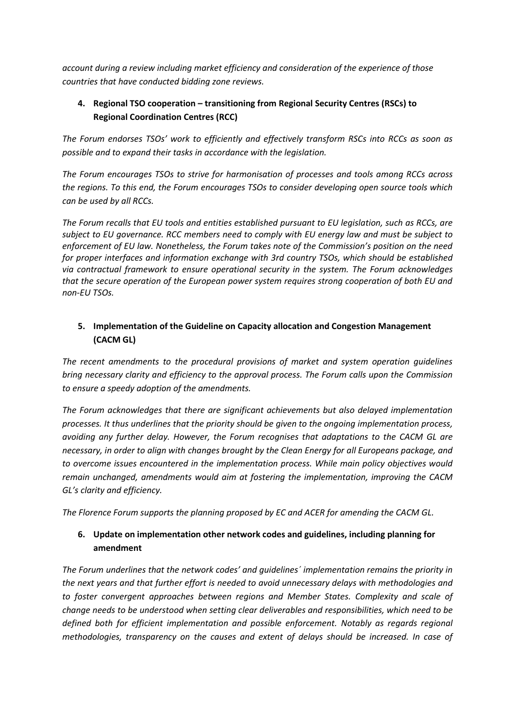*account during a review including market efficiency and consideration of the experience of those countries that have conducted bidding zone reviews.*

4. **Regional TSO cooperation – transitioning from Regional Security Centres (RSCs) to Regional Coordination Centres (RCC)**

*The Forum endorses TSOs' work to efficiently and effectively transform RSCs into RCCs as soon as possible and to expand their tasks in accordance with the legislation.*

*The Forum encourages TSOs to strive for harmonisation of processes and tools among RCCs across the regions. To this end, the Forum encourages TSOs to consider developing open source tools which can be used by all RCCs.*

*The Forum recalls that EU tools and entities established pursuant to EU legislation, such as RCCs, are subject to EU governance. RCC members need to comply with EU energy law and must be subject to enforcement of EU law. Nonetheless, the Forum takes note of the Commission's position on the need for proper interfaces and information exchange with 3rd country TSOs, which should be established via contractual framework to ensure operational security in the system. The Forum acknowledges that the secure operation of the European power system requires strong cooperation of both EU and non-EU TSOs.*

5. **Implementation of the Guideline on Capacity allocation and Congestion Management (CACM GL)**

*The recent amendments to the procedural provisions of market and system operation guidelines bring necessary clarity and efficiency to the approval process. The Forum calls upon the Commission to ensure a speedy adoption of the amendments.*

*The Forum acknowledges that there are significant achievements but also delayed implementation processes. It thus underlines that the priority should be given to the ongoing implementation process, avoiding any further delay. However, the Forum recognises that adaptations to the CACM GL are necessary, in order to align with changes brought by the Clean Energy for all Europeans package, and to overcome issues encountered in the implementation process. While main policy objectives would remain unchanged, amendments would aim at fostering the implementation, improving the CACM GL's clarity and efficiency.*

*The Florence Forum supports the planning proposed by EC and ACER for amending the CACM GL.*

6. **Update on implementation other network codes and guidelines, including planning for amendment**

*The Forum underlines that the network codes' and guidelines´ implementation remains the priority in the next years and that further effort is needed to avoid unnecessary delays with methodologies and to foster convergent approaches between regions and Member States. Complexity and scale of change needs to be understood when setting clear deliverables and responsibilities, which need to be defined both for efficient implementation and possible enforcement. Notably as regards regional methodologies, transparency on the causes and extent of delays should be increased. In case of*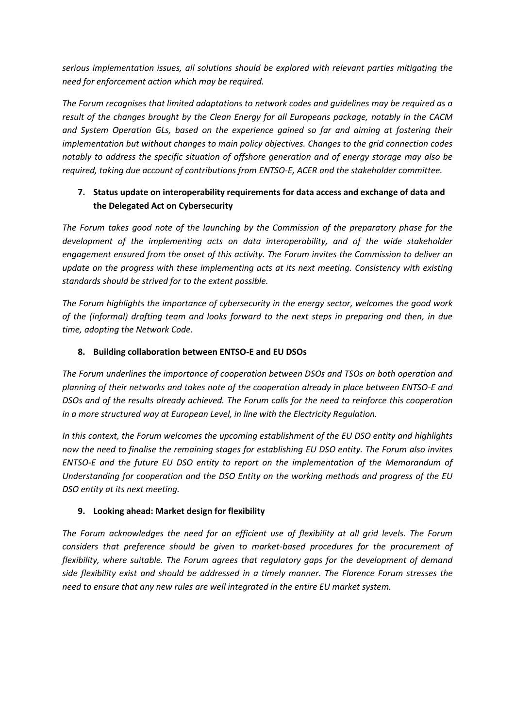*serious implementation issues, all solutions should be explored with relevant parties mitigating the need for enforcement action which may be required.*

*The Forum recognises that limited adaptations to network codes and guidelines may be required as a result of the changes brought by the Clean Energy for all Europeans package, notably in the CACM and System Operation GLs, based on the experience gained so far and aiming at fostering their implementation but without changes to main policy objectives. Changes to the grid connection codes notably to address the specific situation of offshore generation and of energy storage may also be required, taking due account of contributions from ENTSO-E, ACER and the stakeholder committee.*

**7. Status update on interoperability requirements for data access and exchange of data and the Delegated Act on Cybersecurity**

*The Forum takes good note of the launching by the Commission of the preparatory phase for the development of the implementing acts on data interoperability, and of the wide stakeholder engagement ensured from the onset of this activity. The Forum invites the Commission to deliver an update on the progress with these implementing acts at its next meeting. Consistency with existing standards should be strived for to the extent possible.*

*The Forum highlights the importance of cybersecurity in the energy sector, welcomes the good work of the (informal) drafting team and looks forward to the next steps in preparing and then, in due time, adopting the Network Code.*

**8. Building collaboration between ENTSO-E and EU DSOs**

*The Forum underlines the importance of cooperation between DSOs and TSOs on both operation and planning of their networks and takes note of the cooperation already in place between ENTSO-E and DSOs and of the results already achieved. The Forum calls for the need to reinforce this cooperation in a more structured way at European Level, in line with the Electricity Regulation.*

*In this context, the Forum welcomes the upcoming establishment of the EU DSO entity and highlights now the need to finalise the remaining stages for establishing EU DSO entity. The Forum also invites ENTSO-E and the future EU DSO entity to report on the implementation of the Memorandum of Understanding for cooperation and the DSO Entity on the working methods and progress of the EU DSO entity at its next meeting.*

**9. Looking ahead: Market design for flexibility**

*The Forum acknowledges the need for an efficient use of flexibility at all grid levels. The Forum considers that preference should be given to market-based procedures for the procurement of flexibility, where suitable. The Forum agrees that regulatory gaps for the development of demand side flexibility exist and should be addressed in a timely manner. The Florence Forum stresses the need to ensure that any new rules are well integrated in the entire EU market system.*